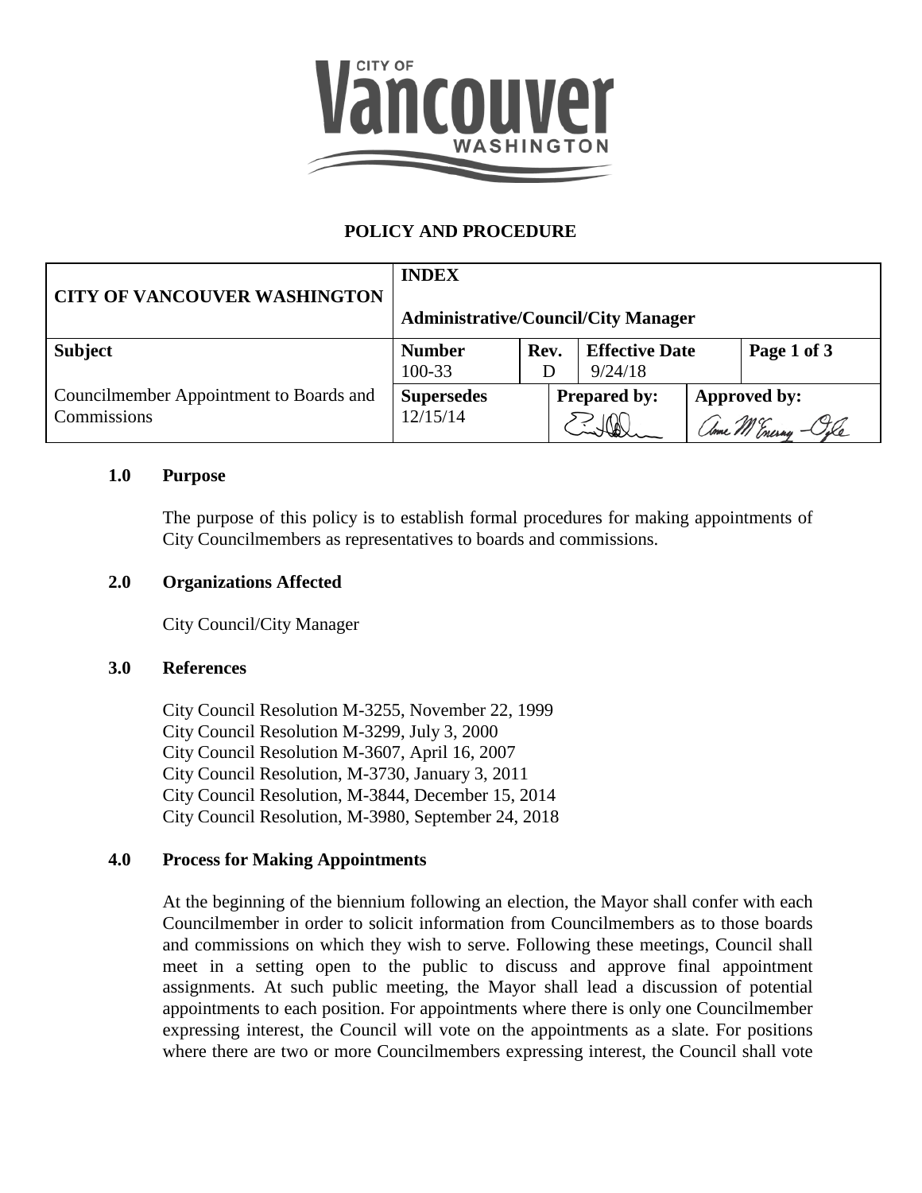**POLICY AND PROCEDURE**

| CITY OF VANCOUVER WASHINGTON | INDEX<br>Administrative/Council/City Manager | | | |
|---|---|---|---|---|
| **Subject** | **Number**<br>100-33 | **Rev.**<br>D | **Effective Date**<br>9/24/18 | **Page 1 of 3** |
| Councilmember Appointment to Boards and Commissions | **Supersedes**<br>12/15/14 | | **Prepared by:** | **Approved by:** |

### 1.0 Purpose

The purpose of this policy is to establish formal procedures for making appointments of City Councilmembers as representatives to boards and commissions.

### 2.0 Organizations Affected

City Council/City Manager

### 3.0 References

City Council Resolution M-3255, November 22, 1999
City Council Resolution M-3299, July 3, 2000
City Council Resolution M-3607, April 16, 2007
City Council Resolution, M-3730, January 3, 2011
City Council Resolution, M-3844, December 15, 2014
City Council Resolution, M-3980, September 24, 2018

### 4.0 Process for Making Appointments

At the beginning of the biennium following an election, the Mayor shall confer with each Councilmember in order to solicit information from Councilmembers as to those boards and commissions on which they wish to serve. Following these meetings, Council shall meet in a setting open to the public to discuss and approve final appointment assignments. At such public meeting, the Mayor shall lead a discussion of potential appointments to each position. For appointments where there is only one Councilmember expressing interest, the Council will vote on the appointments as a slate. For positions where there are two or more Councilmembers expressing interest, the Council shall vote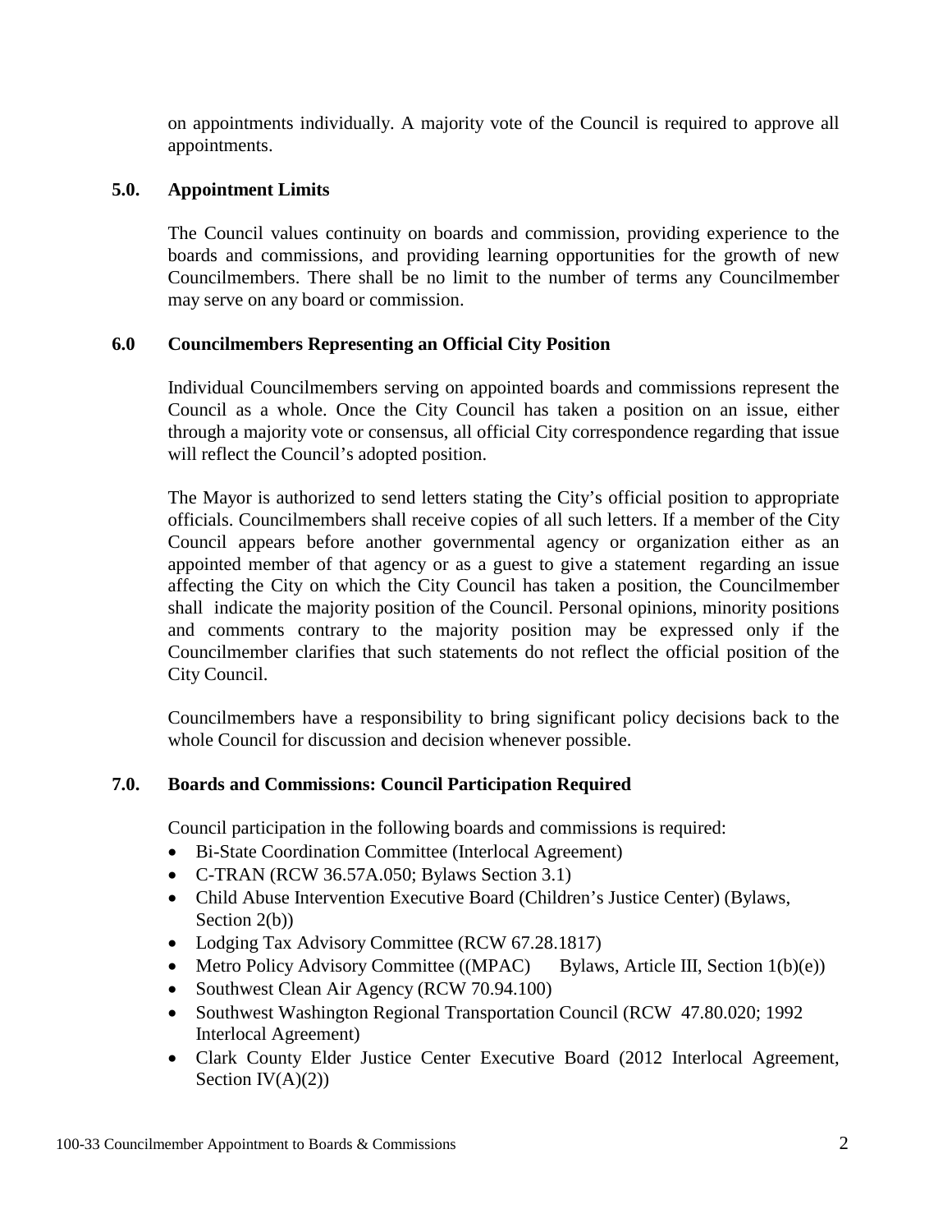on appointments individually. A majority vote of the Council is required to approve all appointments.

### 5.0. Appointment Limits

The Council values continuity on boards and commission, providing experience to the boards and commissions, and providing learning opportunities for the growth of new Councilmembers. There shall be no limit to the number of terms any Councilmember may serve on any board or commission.

### 6.0 Councilmembers Representing an Official City Position

Individual Councilmembers serving on appointed boards and commissions represent the Council as a whole. Once the City Council has taken a position on an issue, either through a majority vote or consensus, all official City correspondence regarding that issue will reflect the Council's adopted position.

The Mayor is authorized to send letters stating the City's official position to appropriate officials. Councilmembers shall receive copies of all such letters. If a member of the City Council appears before another governmental agency or organization either as an appointed member of that agency or as a guest to give a statement regarding an issue affecting the City on which the City Council has taken a position, the Councilmember shall indicate the majority position of the Council. Personal opinions, minority positions and comments contrary to the majority position may be expressed only if the Councilmember clarifies that such statements do not reflect the official position of the City Council.

Councilmembers have a responsibility to bring significant policy decisions back to the whole Council for discussion and decision whenever possible.

### 7.0. Boards and Commissions: Council Participation Required

Council participation in the following boards and commissions is required:

- Bi-State Coordination Committee (Interlocal Agreement)
- C-TRAN (RCW 36.57A.050; Bylaws Section 3.1)
- Child Abuse Intervention Executive Board (Children's Justice Center) (Bylaws, Section 2(b))
- Lodging Tax Advisory Committee (RCW 67.28.1817)
- Metro Policy Advisory Committee ((MPAC) Bylaws, Article III, Section 1(b)(e))
- Southwest Clean Air Agency (RCW 70.94.100)
- Southwest Washington Regional Transportation Council (RCW 47.80.020; 1992 Interlocal Agreement)
- Clark County Elder Justice Center Executive Board (2012 Interlocal Agreement, Section IV(A)(2))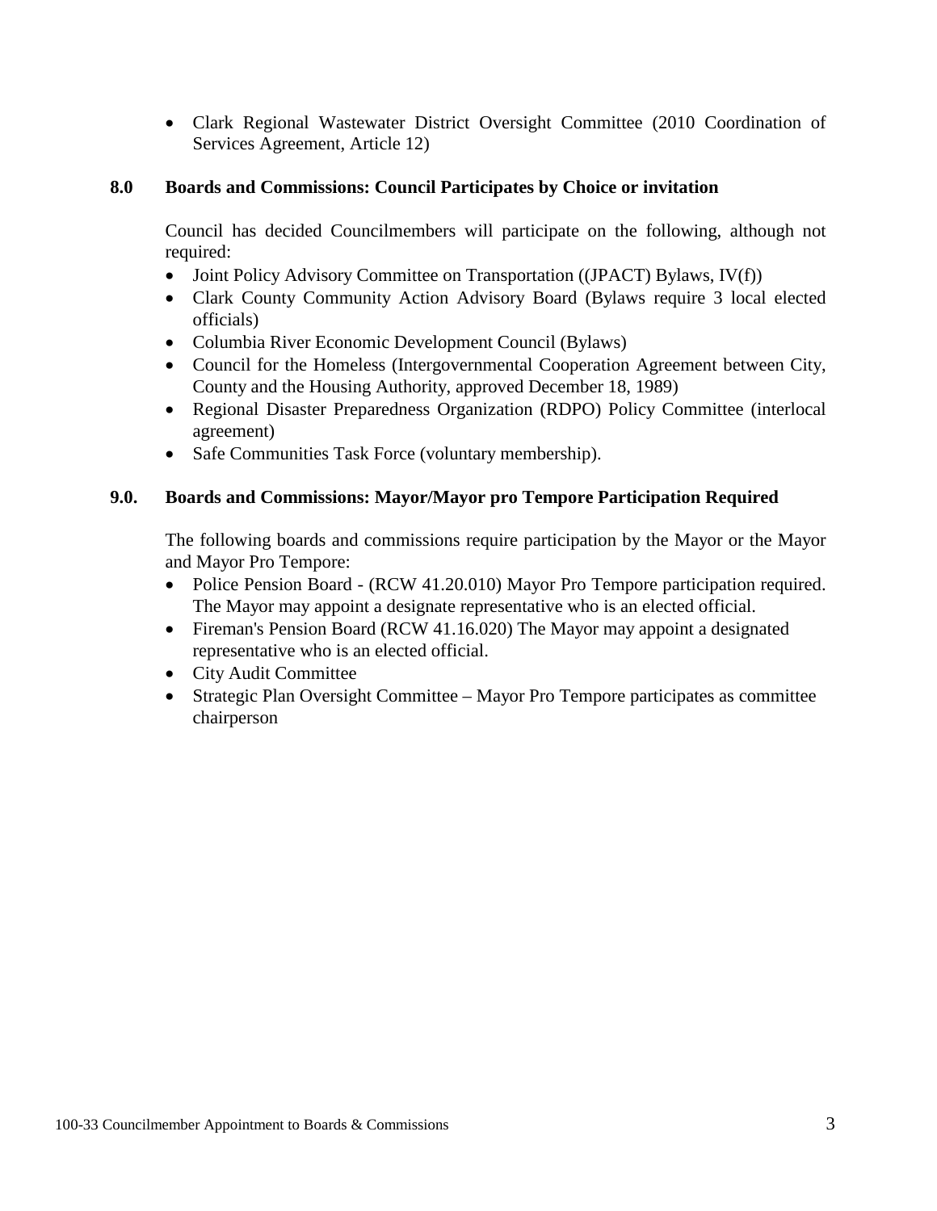- Clark Regional Wastewater District Oversight Committee (2010 Coordination of Services Agreement, Article 12)

## 8.0 Boards and Commissions: Council Participates by Choice or invitation

Council has decided Councilmembers will participate on the following, although not required:

- Joint Policy Advisory Committee on Transportation ((JPACT) Bylaws, IV(f))
- Clark County Community Action Advisory Board (Bylaws require 3 local elected officials)
- Columbia River Economic Development Council (Bylaws)
- Council for the Homeless (Intergovernmental Cooperation Agreement between City, County and the Housing Authority, approved December 18, 1989)
- Regional Disaster Preparedness Organization (RDPO) Policy Committee (interlocal agreement)
- Safe Communities Task Force (voluntary membership).

## 9.0. Boards and Commissions: Mayor/Mayor pro Tempore Participation Required

The following boards and commissions require participation by the Mayor or the Mayor and Mayor Pro Tempore:

- Police Pension Board - (RCW 41.20.010) Mayor Pro Tempore participation required. The Mayor may appoint a designate representative who is an elected official.
- Fireman's Pension Board (RCW 41.16.020) The Mayor may appoint a designated representative who is an elected official.
- City Audit Committee
- Strategic Plan Oversight Committee – Mayor Pro Tempore participates as committee chairperson